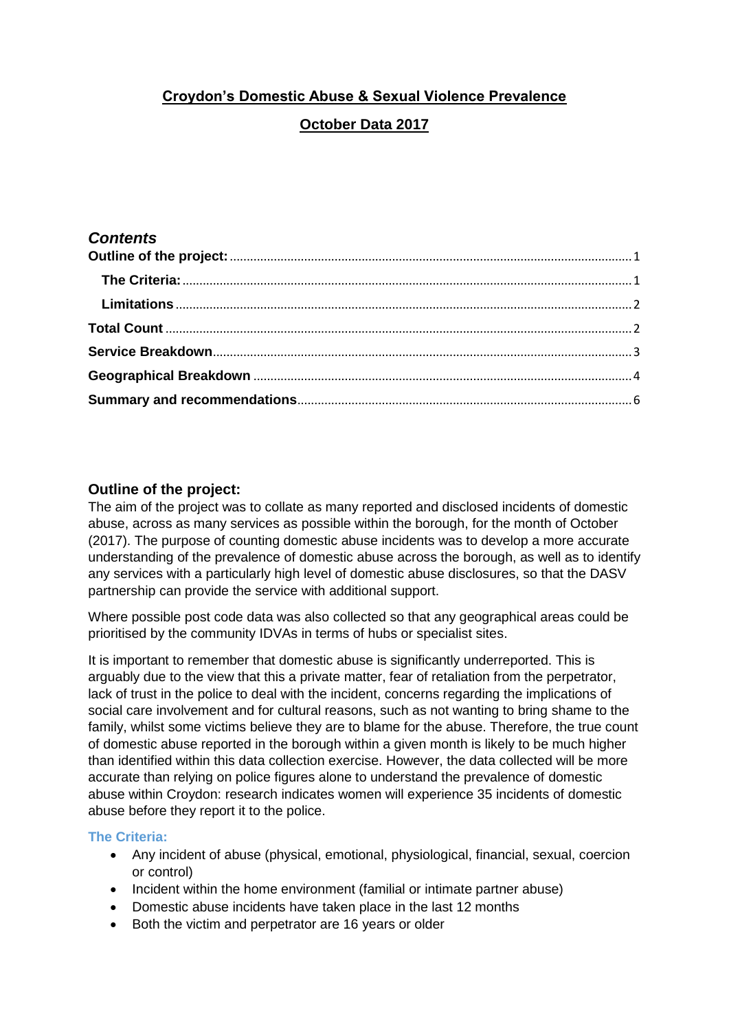# Croydon's Domestic Abuse & Sexual Violence Prevalence

## October Data 2017

### *Contents*

**Outline of the project:** .......... 1

**The Criteria:** .......... 1

**Limitations** .......... 2

**Total Count** .......... 2

**Service Breakdown** .......... 3

**Geographical Breakdown** .......... 4

**Summary and recommendations** .......... 6

## Outline of the project:

The aim of the project was to collate as many reported and disclosed incidents of domestic abuse, across as many services as possible within the borough, for the month of October (2017). The purpose of counting domestic abuse incidents was to develop a more accurate understanding of the prevalence of domestic abuse across the borough, as well as to identify any services with a particularly high level of domestic abuse disclosures, so that the DASV partnership can provide the service with additional support.

Where possible post code data was also collected so that any geographical areas could be prioritised by the community IDVAs in terms of hubs or specialist sites.

It is important to remember that domestic abuse is significantly underreported. This is arguably due to the view that this a private matter, fear of retaliation from the perpetrator, lack of trust in the police to deal with the incident, concerns regarding the implications of social care involvement and for cultural reasons, such as not wanting to bring shame to the family, whilst some victims believe they are to blame for the abuse. Therefore, the true count of domestic abuse reported in the borough within a given month is likely to be much higher than identified within this data collection exercise. However, the data collected will be more accurate than relying on police figures alone to understand the prevalence of domestic abuse within Croydon: research indicates women will experience 35 incidents of domestic abuse before they report it to the police.

### The Criteria:

- Any incident of abuse (physical, emotional, physiological, financial, sexual, coercion or control)
- Incident within the home environment (familial or intimate partner abuse)
- Domestic abuse incidents have taken place in the last 12 months
- Both the victim and perpetrator are 16 years or older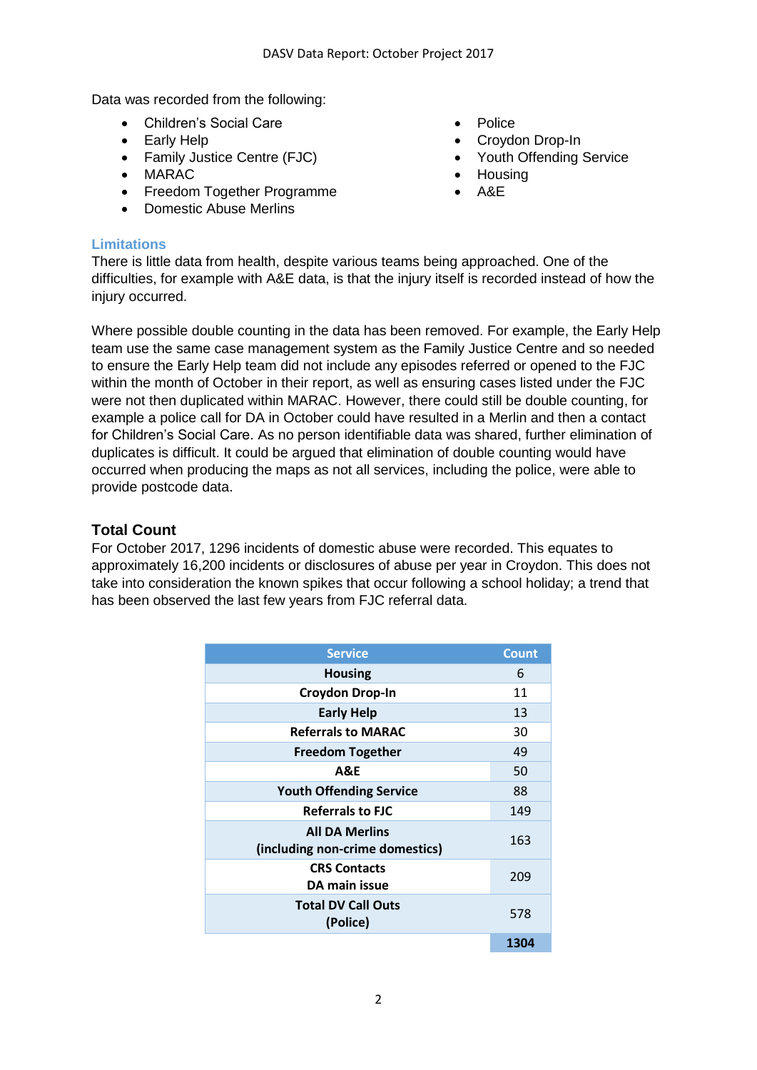Data was recorded from the following:

- Children's Social Care
- Early Help
- Family Justice Centre (FJC)
- MARAC
- Freedom Together Programme
- Domestic Abuse Merlins
- Police
- Croydon Drop-In
- Youth Offending Service
- Housing
- A&E

### Limitations

There is little data from health, despite various teams being approached. One of the difficulties, for example with A&E data, is that the injury itself is recorded instead of how the injury occurred.

Where possible double counting in the data has been removed. For example, the Early Help team use the same case management system as the Family Justice Centre and so needed to ensure the Early Help team did not include any episodes referred or opened to the FJC within the month of October in their report, as well as ensuring cases listed under the FJC were not then duplicated within MARAC. However, there could still be double counting, for example a police call for DA in October could have resulted in a Merlin and then a contact for Children's Social Care. As no person identifiable data was shared, further elimination of duplicates is difficult. It could be argued that elimination of double counting would have occurred when producing the maps as not all services, including the police, were able to provide postcode data.

## Total Count

For October 2017, 1296 incidents of domestic abuse were recorded. This equates to approximately 16,200 incidents or disclosures of abuse per year in Croydon. This does not take into consideration the known spikes that occur following a school holiday; a trend that has been observed the last few years from FJC referral data.

| Service | Count |
|---|---|
| Housing | 6 |
| Croydon Drop-In | 11 |
| Early Help | 13 |
| Referrals to MARAC | 30 |
| Freedom Together | 49 |
| A&E | 50 |
| Youth Offending Service | 88 |
| Referrals to FJC | 149 |
| All DA Merlins (including non-crime domestics) | 163 |
| CRS Contacts DA main issue | 209 |
| Total DV Call Outs (Police) | 578 |
| | **1304** |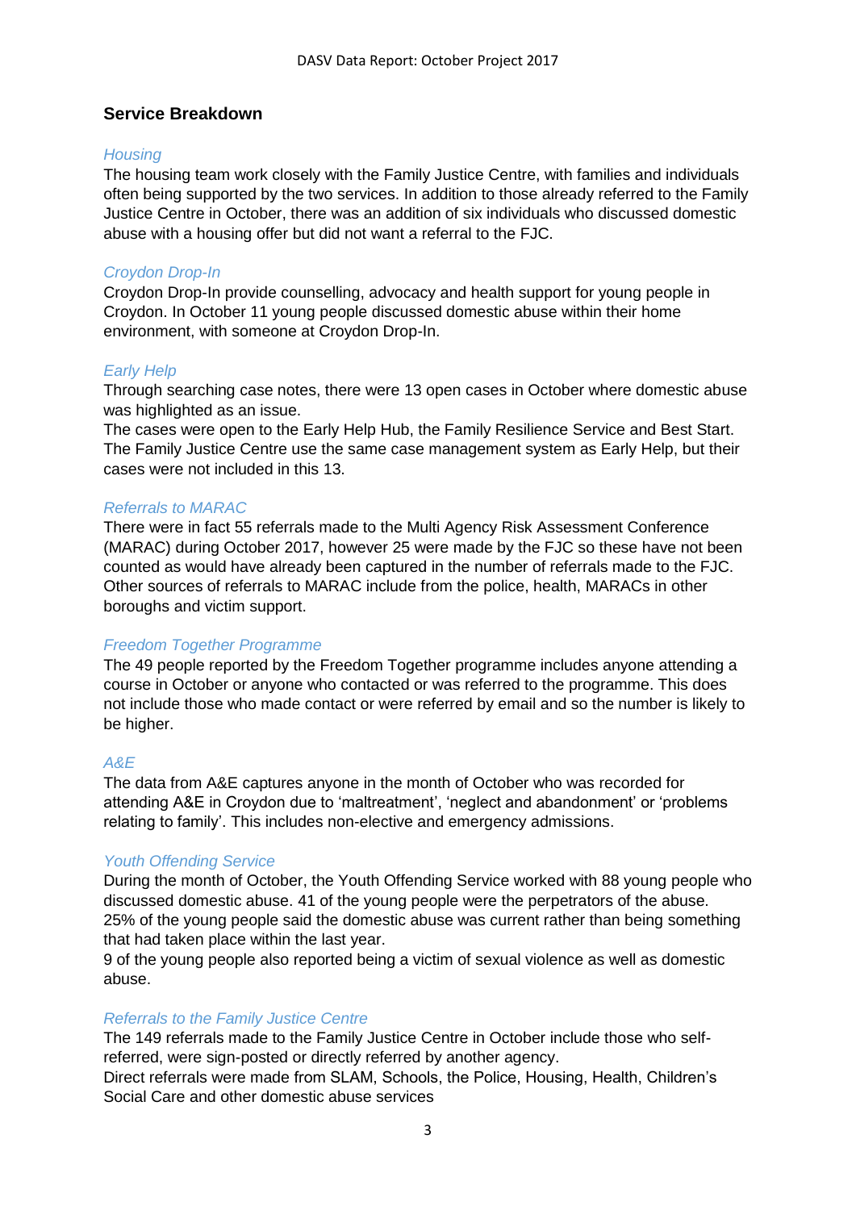## Service Breakdown

### *Housing*

The housing team work closely with the Family Justice Centre, with families and individuals often being supported by the two services. In addition to those already referred to the Family Justice Centre in October, there was an addition of six individuals who discussed domestic abuse with a housing offer but did not want a referral to the FJC.

### *Croydon Drop-In*

Croydon Drop-In provide counselling, advocacy and health support for young people in Croydon. In October 11 young people discussed domestic abuse within their home environment, with someone at Croydon Drop-In.

### *Early Help*

Through searching case notes, there were 13 open cases in October where domestic abuse was highlighted as an issue.

The cases were open to the Early Help Hub, the Family Resilience Service and Best Start. The Family Justice Centre use the same case management system as Early Help, but their cases were not included in this 13.

### *Referrals to MARAC*

There were in fact 55 referrals made to the Multi Agency Risk Assessment Conference (MARAC) during October 2017, however 25 were made by the FJC so these have not been counted as would have already been captured in the number of referrals made to the FJC. Other sources of referrals to MARAC include from the police, health, MARACs in other boroughs and victim support.

### *Freedom Together Programme*

The 49 people reported by the Freedom Together programme includes anyone attending a course in October or anyone who contacted or was referred to the programme. This does not include those who made contact or were referred by email and so the number is likely to be higher.

### *A&E*

The data from A&E captures anyone in the month of October who was recorded for attending A&E in Croydon due to 'maltreatment', 'neglect and abandonment' or 'problems relating to family'. This includes non-elective and emergency admissions.

### *Youth Offending Service*

During the month of October, the Youth Offending Service worked with 88 young people who discussed domestic abuse. 41 of the young people were the perpetrators of the abuse. 25% of the young people said the domestic abuse was current rather than being something that had taken place within the last year.

9 of the young people also reported being a victim of sexual violence as well as domestic abuse.

### *Referrals to the Family Justice Centre*

The 149 referrals made to the Family Justice Centre in October include those who self-referred, were sign-posted or directly referred by another agency.

Direct referrals were made from SLAM, Schools, the Police, Housing, Health, Children's Social Care and other domestic abuse services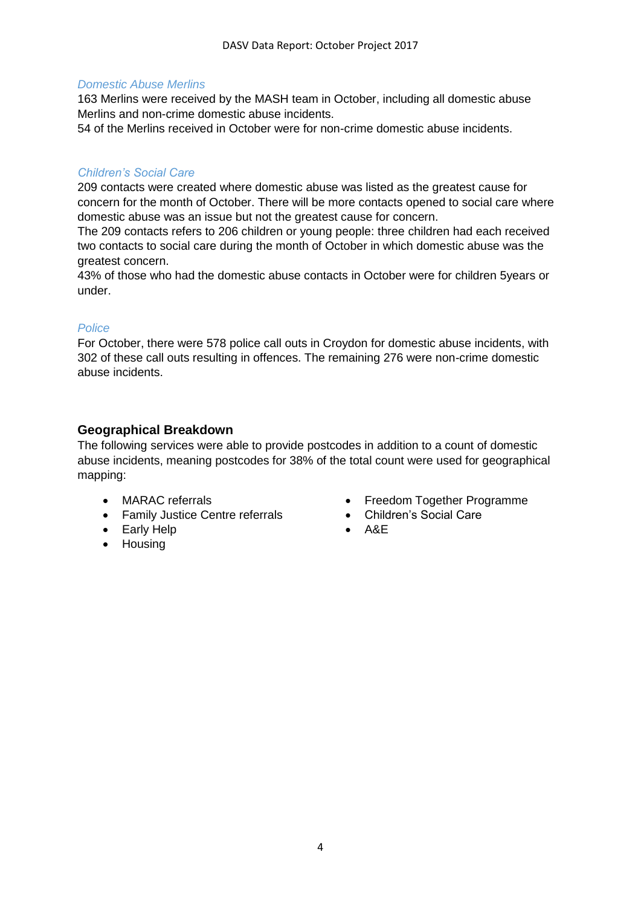*Domestic Abuse Merlins*

163 Merlins were received by the MASH team in October, including all domestic abuse Merlins and non-crime domestic abuse incidents.
54 of the Merlins received in October were for non-crime domestic abuse incidents.

*Children's Social Care*

209 contacts were created where domestic abuse was listed as the greatest cause for concern for the month of October. There will be more contacts opened to social care where domestic abuse was an issue but not the greatest cause for concern.
The 209 contacts refers to 206 children or young people: three children had each received two contacts to social care during the month of October in which domestic abuse was the greatest concern.
43% of those who had the domestic abuse contacts in October were for children 5years or under.

*Police*

For October, there were 578 police call outs in Croydon for domestic abuse incidents, with 302 of these call outs resulting in offences. The remaining 276 were non-crime domestic abuse incidents.

## Geographical Breakdown

The following services were able to provide postcodes in addition to a count of domestic abuse incidents, meaning postcodes for 38% of the total count were used for geographical mapping:

- MARAC referrals
- Family Justice Centre referrals
- Early Help
- Housing
- Freedom Together Programme
- Children's Social Care
- A&E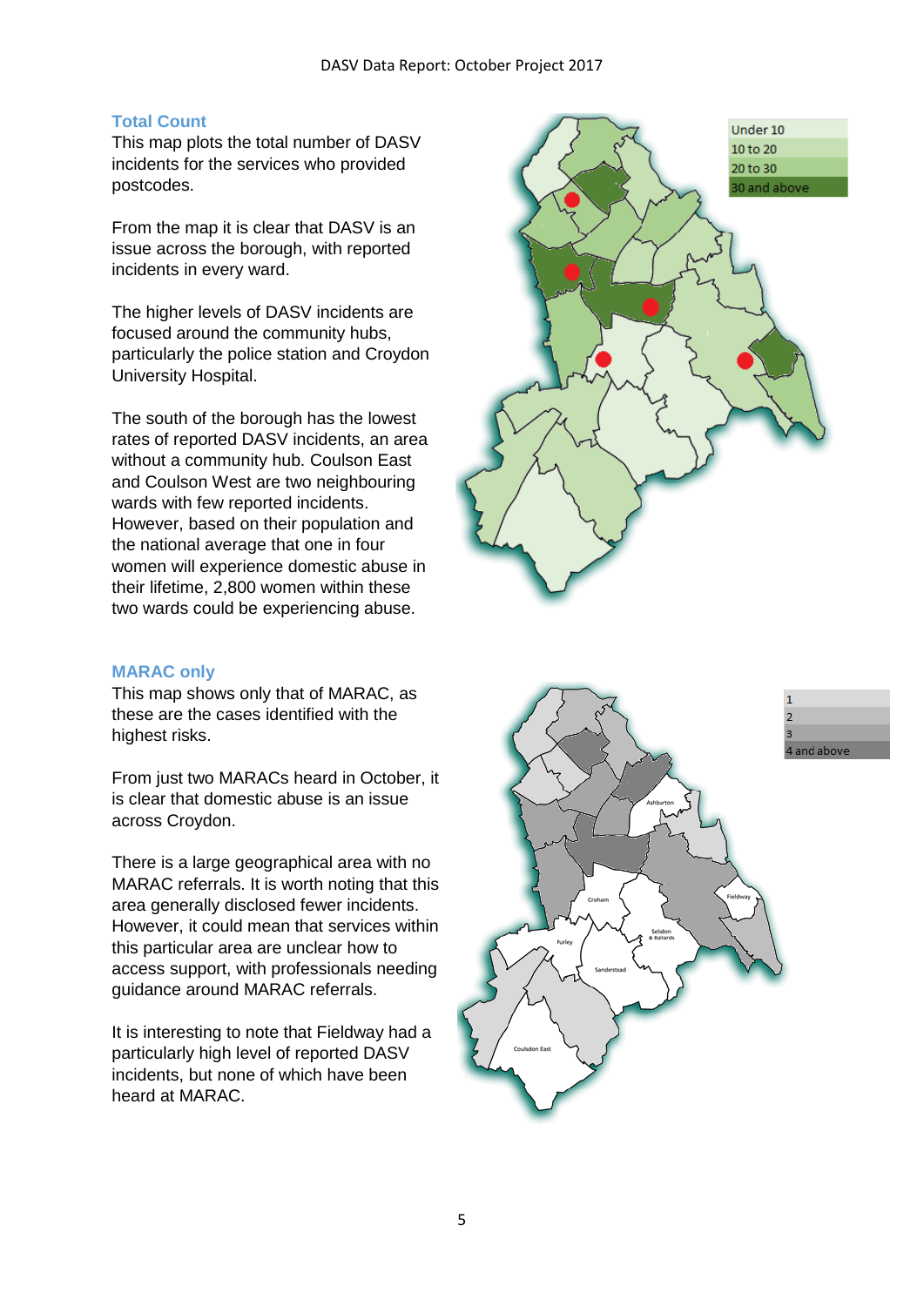## Total Count

This map plots the total number of DASV incidents for the services who provided postcodes.

From the map it is clear that DASV is an issue across the borough, with reported incidents in every ward.

The higher levels of DASV incidents are focused around the community hubs, particularly the police station and Croydon University Hospital.

The south of the borough has the lowest rates of reported DASV incidents, an area without a community hub. Coulson East and Coulson West are two neighbouring wards with few reported incidents. However, based on their population and the national average that one in four women will experience domestic abuse in their lifetime, 2,800 women within these two wards could be experiencing abuse.

## MARAC only

This map shows only that of MARAC, as these are the cases identified with the highest risks.

From just two MARACs heard in October, it is clear that domestic abuse is an issue across Croydon.

There is a large geographical area with no MARAC referrals. It is worth noting that this area generally disclosed fewer incidents. However, it could mean that services within this particular area are unclear how to access support, with professionals needing guidance around MARAC referrals.

It is interesting to note that Fieldway had a particularly high level of reported DASV incidents, but none of which have been heard at MARAC.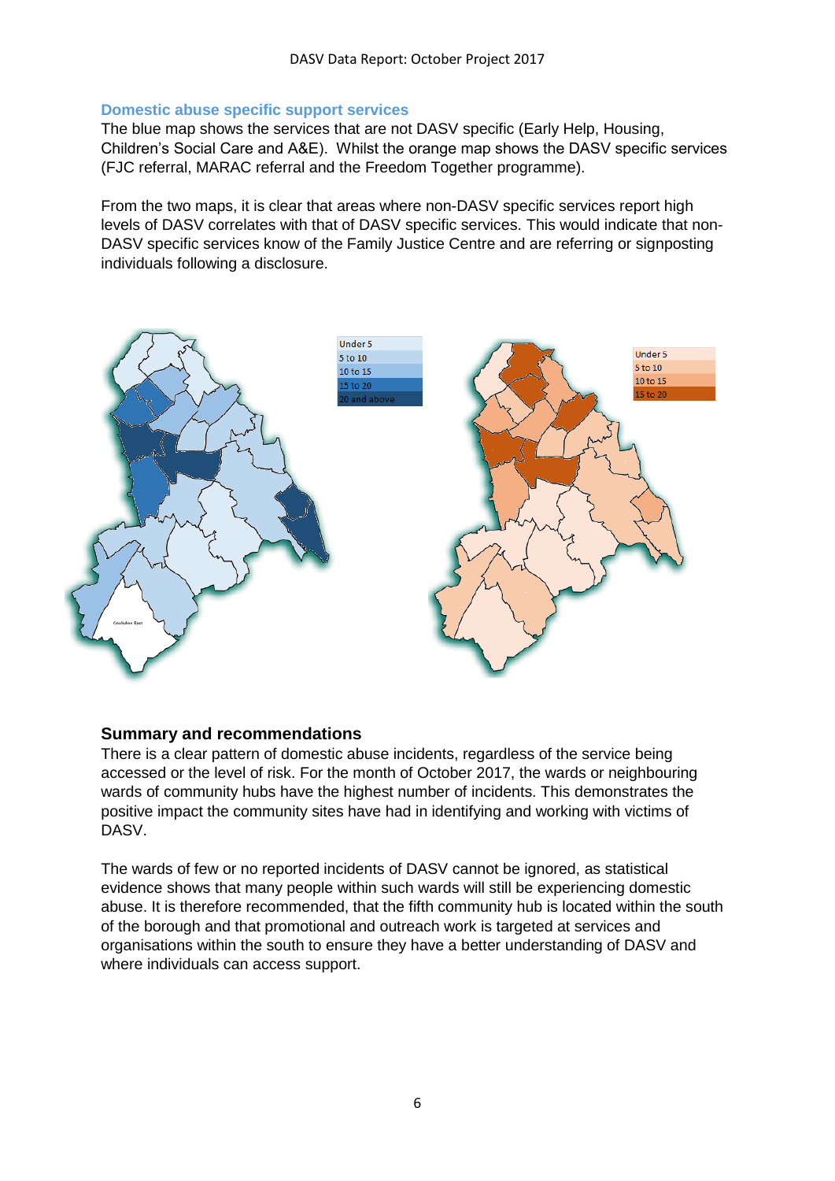## Domestic abuse specific support services

The blue map shows the services that are not DASV specific (Early Help, Housing, Children's Social Care and A&E). Whilst the orange map shows the DASV specific services (FJC referral, MARAC referral and the Freedom Together programme).

From the two maps, it is clear that areas where non-DASV specific services report high levels of DASV correlates with that of DASV specific services. This would indicate that non-DASV specific services know of the Family Justice Centre and are referring or signposting individuals following a disclosure.

Under 5
5 to 10
10 to 15
15 to 20
20 and above

Coulsdon East

Under 5
5 to 10
10 to 15
15 to 20

## Summary and recommendations

There is a clear pattern of domestic abuse incidents, regardless of the service being accessed or the level of risk. For the month of October 2017, the wards or neighbouring wards of community hubs have the highest number of incidents. This demonstrates the positive impact the community sites have had in identifying and working with victims of DASV.

The wards of few or no reported incidents of DASV cannot be ignored, as statistical evidence shows that many people within such wards will still be experiencing domestic abuse. It is therefore recommended, that the fifth community hub is located within the south of the borough and that promotional and outreach work is targeted at services and organisations within the south to ensure they have a better understanding of DASV and where individuals can access support.